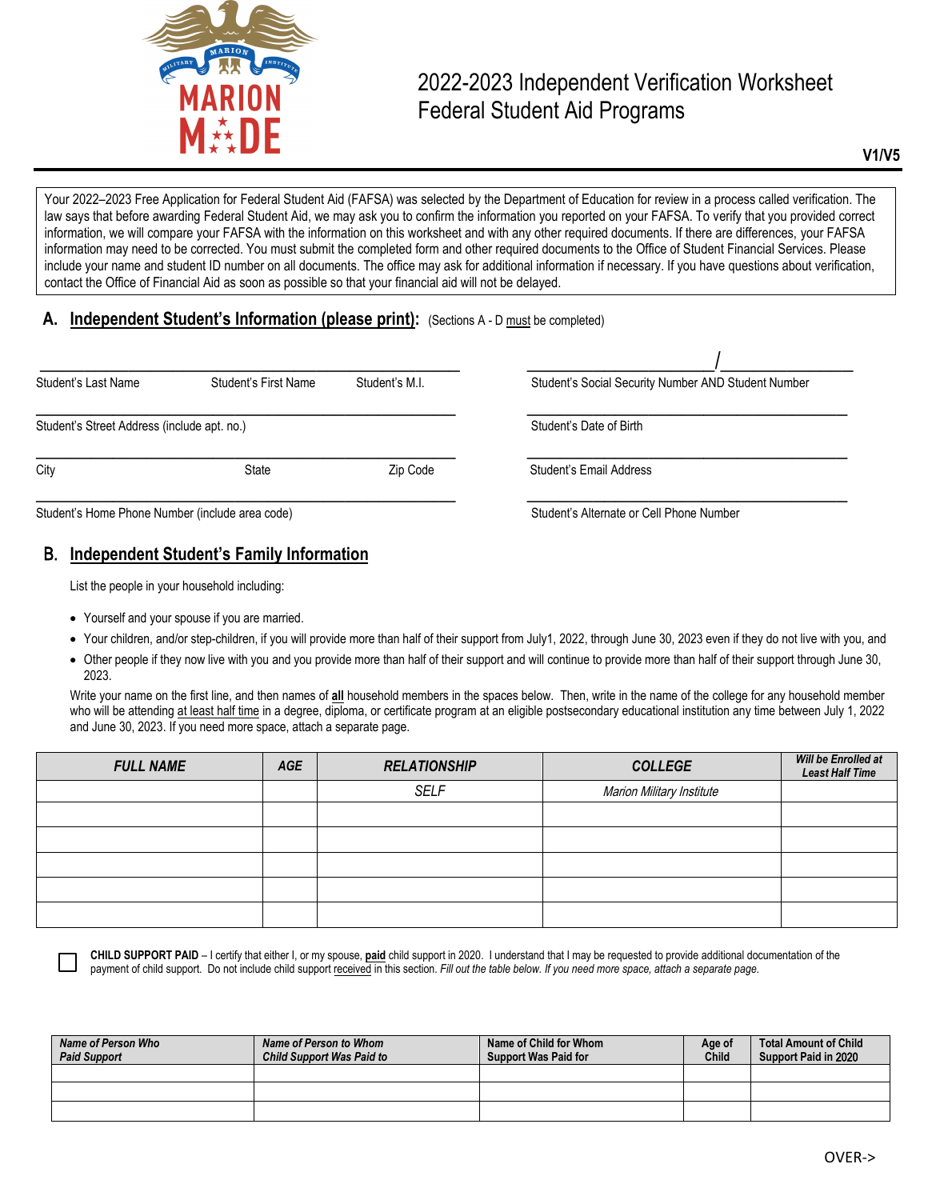# 2022-2023 Independent Verification Worksheet
## Federal Student Aid Programs

**V1/V5**

Your 2022–2023 Free Application for Federal Student Aid (FAFSA) was selected by the Department of Education for review in a process called verification. The law says that before awarding Federal Student Aid, we may ask you to confirm the information you reported on your FAFSA. To verify that you provided correct information, we will compare your FAFSA with the information on this worksheet and with any other required documents. If there are differences, your FAFSA information may need to be corrected. You must submit the completed form and other required documents to the Office of Student Financial Services. Please include your name and student ID number on all documents. The office may ask for additional information if necessary. If you have questions about verification, contact the Office of Financial Aid as soon as possible so that your financial aid will not be delayed.

## A. Independent Student's Information (please print): (Sections A - D must be completed)

______________________________________ ______________________ / ______________
Student's Last Name Student's First Name Student's M.I. Student's Social Security Number AND Student Number

______________________________________ ______________________________________
Student's Street Address (include apt. no.) Student's Date of Birth

______________________________________ ______________________________________
City State Zip Code Student's Email Address

______________________________________ ______________________________________
Student's Home Phone Number (include area code) Student's Alternate or Cell Phone Number

## B. Independent Student's Family Information

List the people in your household including:

- Yourself and your spouse if you are married.
- Your children, and/or step-children, if you will provide more than half of their support from July1, 2022, through June 30, 2023 even if they do not live with you, and
- Other people if they now live with you and you provide more than half of their support and will continue to provide more than half of their support through June 30, 2023.

Write your name on the first line, and then names of **all** household members in the spaces below. Then, write in the name of the college for any household member who will be attending at least half time in a degree, diploma, or certificate program at an eligible postsecondary educational institution any time between July 1, 2022 and June 30, 2023. If you need more space, attach a separate page.

| FULL NAME | AGE | RELATIONSHIP | COLLEGE | Will be Enrolled at Least Half Time |
|---|---|---|---|---|
| | | SELF | Marion Military Institute | |
| | | | | |
| | | | | |
| | | | | |
| | | | | |
| | | | | |

☐ **CHILD SUPPORT PAID** – I certify that either I, or my spouse, **paid** child support in 2020. I understand that I may be requested to provide additional documentation of the payment of child support. Do not include child support received in this section. *Fill out the table below. If you need more space, attach a separate page.*

| Name of Person Who Paid Support | Name of Person to Whom Child Support Was Paid to | Name of Child for Whom Support Was Paid for | Age of Child | Total Amount of Child Support Paid in 2020 |
|---|---|---|---|---|
| | | | | |
| | | | | |
| | | | | |

OVER->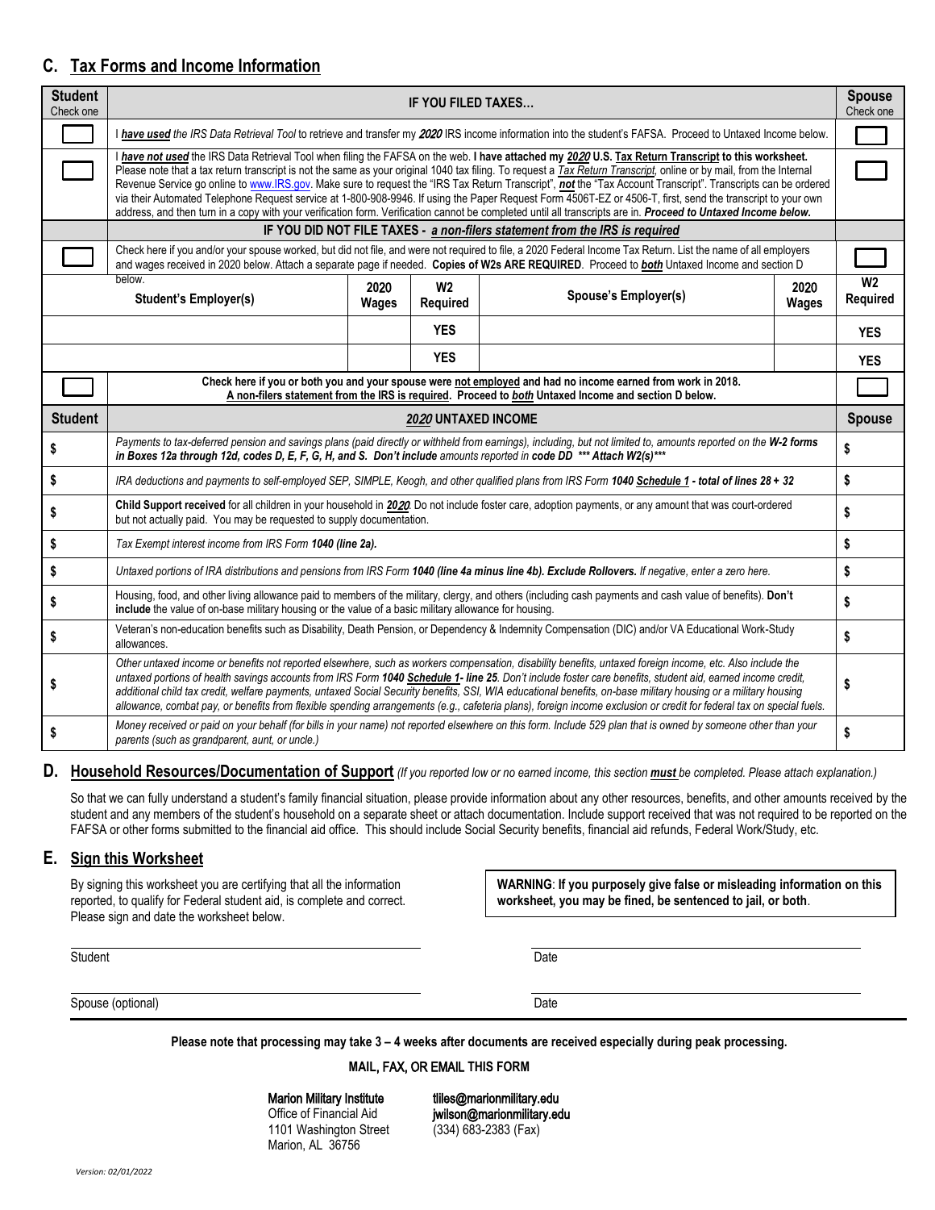## C. Tax Forms and Income Information

| Student Check one | IF YOU FILED TAXES… | | | | | Spouse Check one |
|---|---|---|---|---|---|---|
| ☐ | I ***have used*** the IRS Data Retrieval Tool to retrieve and transfer my ***2020*** IRS income information into the student's FAFSA. Proceed to Untaxed Income below. | | | | | ☐ |
| ☐ | I ***have not used*** the IRS Data Retrieval Tool when filing the FAFSA on the web. **I have attached my *2020* U.S. Tax Return Transcript to this worksheet.** Please note that a tax return transcript is not the same as your original 1040 tax filing. To request a *Tax Return Transcript*, online or by mail, from the Internal Revenue Service go online to www.IRS.gov. Make sure to request the "IRS Tax Return Transcript", ***not*** the "Tax Account Transcript". Transcripts can be ordered via their Automated Telephone Request service at 1-800-908-9946. If using the Paper Request Form 4506T-EZ or 4506-T, first, send the transcript to your own address, and then turn in a copy with your verification form. Verification cannot be completed until all transcripts are in. ***Proceed to Untaxed Income below.*** | | | | | ☐ |
| | **IF YOU DID NOT FILE TAXES - *a non-filers statement from the IRS is required*** | | | | | |
| ☐ | Check here if you and/or your spouse worked, but did not file, and were not required to file, a 2020 Federal Income Tax Return. List the name of all employers and wages received in 2020 below. Attach a separate page if needed. **Copies of W2s ARE REQUIRED**. Proceed to ***both*** Untaxed Income and section D below. | | | | | ☐ |
| **Student's Employer(s)** | | **2020 Wages** | **W2 Required** | **Spouse's Employer(s)** | **2020 Wages** | **W2 Required** |
| | | | **YES** | | | **YES** |
| | | | **YES** | | | **YES** |
| ☐ | **Check here if you or both you and your spouse were not employed and had no income earned from work in 2018. A non-filers statement from the IRS is required. Proceed to *both* Untaxed Income and section D below.** | | | | | ☐ |

| Student | *2020* UNTAXED INCOME | Spouse |
|---|---|---|
| $ | *Payments to tax-deferred pension and savings plans (paid directly or withheld from earnings), including, but not limited to, amounts reported on the **W-2 forms in Boxes 12a through 12d, codes D, E, F, G, H, and S. Don't include** amounts reported in **code DD \*\*\* Attach W2(s)\*\*\**** | $ |
| $ | *IRA deductions and payments to self-employed SEP, SIMPLE, Keogh, and other qualified plans from IRS Form **1040 Schedule 1 - total of lines 28 + 32*** | $ |
| $ | **Child Support received** for all children in your household in ***2020***. Do not include foster care, adoption payments, or any amount that was court-ordered but not actually paid. You may be requested to supply documentation. | $ |
| $ | *Tax Exempt interest income from IRS Form **1040 (line 2a).*** | $ |
| $ | *Untaxed portions of IRA distributions and pensions from IRS Form **1040 (line 4a minus line 4b). Exclude Rollovers.** If negative, enter a zero here.* | $ |
| $ | Housing, food, and other living allowance paid to members of the military, clergy, and others (including cash payments and cash value of benefits). **Don't include** the value of on-base military housing or the value of a basic military allowance for housing. | $ |
| $ | Veteran's non-education benefits such as Disability, Death Pension, or Dependency & Indemnity Compensation (DIC) and/or VA Educational Work-Study allowances. | $ |
| $ | *Other untaxed income or benefits not reported elsewhere, such as workers compensation, disability benefits, untaxed foreign income, etc. Also include the untaxed portions of health savings accounts from IRS Form **1040 Schedule 1- line 25**. Don't include foster care benefits, student aid, earned income credit, additional child tax credit, welfare payments, untaxed Social Security benefits, SSI, WIA educational benefits, on-base military housing or a military housing allowance, combat pay, or benefits from flexible spending arrangements (e.g., cafeteria plans), foreign income exclusion or credit for federal tax on special fuels.* | $ |
| $ | *Money received or paid on your behalf (for bills in your name) not reported elsewhere on this form. Include 529 plan that is owned by someone other than your parents (such as grandparent, aunt, or uncle.)* | $ |

## D. Household Resources/Documentation of Support *(If you reported low or no earned income, this section **must** be completed. Please attach explanation.)*

So that we can fully understand a student's family financial situation, please provide information about any other resources, benefits, and other amounts received by the student and any members of the student's household on a separate sheet or attach documentation. Include support received that was not required to be reported on the FAFSA or other forms submitted to the financial aid office. This should include Social Security benefits, financial aid refunds, Federal Work/Study, etc.

## E. Sign this Worksheet

By signing this worksheet you are certifying that all the information reported, to qualify for Federal student aid, is complete and correct. Please sign and date the worksheet below.

**WARNING**: **If you purposely give false or misleading information on this worksheet, you may be fined, be sentenced to jail, or both**.

Student ____________________ Date ____________________

Spouse (optional) ____________________ Date ____________________

**Please note that processing may take 3 – 4 weeks after documents are received especially during peak processing.**

**MAIL, FAX, OR EMAIL THIS FORM**

**Marion Military Institute**
Office of Financial Aid
1101 Washington Street
Marion, AL 36756

tliles@marionmilitary.edu
jwilson@marionmilitary.edu
(334) 683-2383 (Fax)

*Version: 02/01/2022*